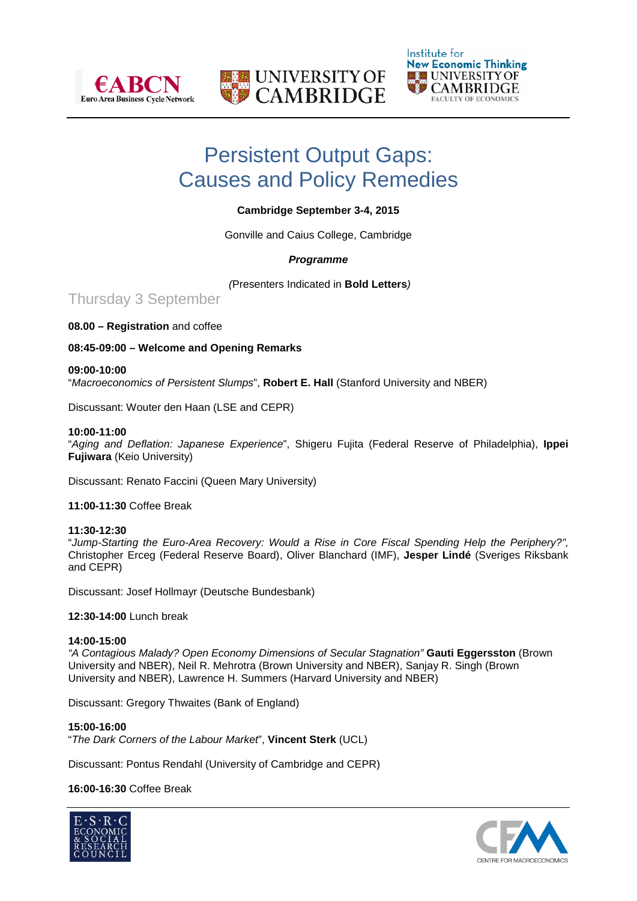# Persistent Output Gaps: Causes and Policy Remedies

**Cambridge September 3-4, 2015**

Gonville and Caius College, Cambridge

***Programme***

*(*Presenters Indicated in **Bold Letters***)*

## Thursday 3 September

**08.00 – Registration** and coffee

**08:45-09:00 – Welcome and Opening Remarks**

**09:00-10:00**
"*Macroeconomics of Persistent Slumps*", **Robert E. Hall** (Stanford University and NBER)

Discussant: Wouter den Haan (LSE and CEPR)

**10:00-11:00**
"*Aging and Deflation: Japanese Experience*", Shigeru Fujita (Federal Reserve of Philadelphia), **Ippei Fujiwara** (Keio University)

Discussant: Renato Faccini (Queen Mary University)

**11:00-11:30** Coffee Break

**11:30-12:30**
"*Jump-Starting the Euro-Area Recovery: Would a Rise in Core Fiscal Spending Help the Periphery?",* Christopher Erceg (Federal Reserve Board), Oliver Blanchard (IMF), **Jesper Lindé** (Sveriges Riksbank and CEPR)

Discussant: Josef Hollmayr (Deutsche Bundesbank)

**12:30-14:00** Lunch break

**14:00-15:00**
*"A Contagious Malady? Open Economy Dimensions of Secular Stagnation"* **Gauti Eggersston** (Brown University and NBER), Neil R. Mehrotra (Brown University and NBER), Sanjay R. Singh (Brown University and NBER), Lawrence H. Summers (Harvard University and NBER)

Discussant: Gregory Thwaites (Bank of England)

**15:00-16:00**
"*The Dark Corners of the Labour Market*", **Vincent Sterk** (UCL)

Discussant: Pontus Rendahl (University of Cambridge and CEPR)

**16:00-16:30** Coffee Break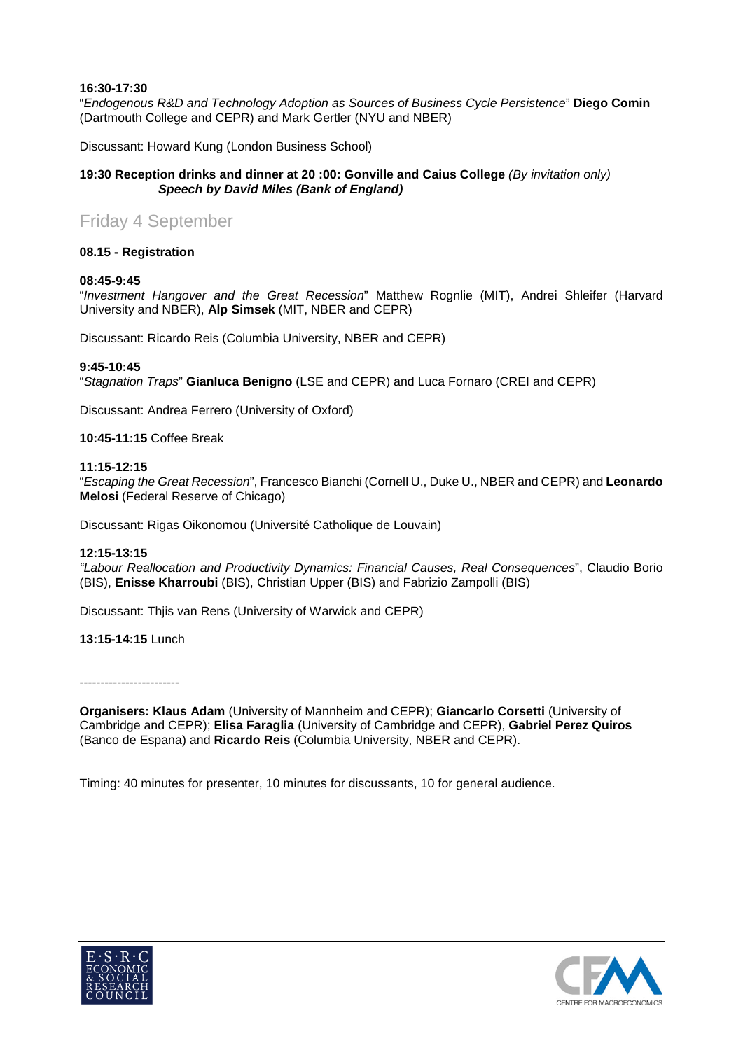**16:30-17:30**
"*Endogenous R&D and Technology Adoption as Sources of Business Cycle Persistence*" **Diego Comin** (Dartmouth College and CEPR) and Mark Gertler (NYU and NBER)

Discussant: Howard Kung (London Business School)

**19:30 Reception drinks and dinner at 20 :00: Gonville and Caius College** *(By invitation only)*
***Speech by David Miles (Bank of England)***

## Friday 4 September

**08.15 - Registration**

**08:45-9:45**
"*Investment Hangover and the Great Recession*" Matthew Rognlie (MIT), Andrei Shleifer (Harvard University and NBER), **Alp Simsek** (MIT, NBER and CEPR)

Discussant: Ricardo Reis (Columbia University, NBER and CEPR)

**9:45-10:45**
"*Stagnation Traps*" **Gianluca Benigno** (LSE and CEPR) and Luca Fornaro (CREI and CEPR)

Discussant: Andrea Ferrero (University of Oxford)

**10:45-11:15** Coffee Break

**11:15-12:15**
"*Escaping the Great Recession*", Francesco Bianchi (Cornell U., Duke U., NBER and CEPR) and **Leonardo Melosi** (Federal Reserve of Chicago)

Discussant: Rigas Oikonomou (Université Catholique de Louvain)

**12:15-13:15**
*"Labour Reallocation and Productivity Dynamics: Financial Causes, Real Consequences*", Claudio Borio (BIS), **Enisse Kharroubi** (BIS), Christian Upper (BIS) and Fabrizio Zampolli (BIS)

Discussant: Thjis van Rens (University of Warwick and CEPR)

**13:15-14:15** Lunch

------------------------

**Organisers: Klaus Adam** (University of Mannheim and CEPR); **Giancarlo Corsetti** (University of Cambridge and CEPR); **Elisa Faraglia** (University of Cambridge and CEPR), **Gabriel Perez Quiros** (Banco de Espana) and **Ricardo Reis** (Columbia University, NBER and CEPR).

Timing: 40 minutes for presenter, 10 minutes for discussants, 10 for general audience.

E·S·R·C ECONOMIC & SOCIAL RESEARCH COUNCIL

CENTRE FOR MACROECONOMICS